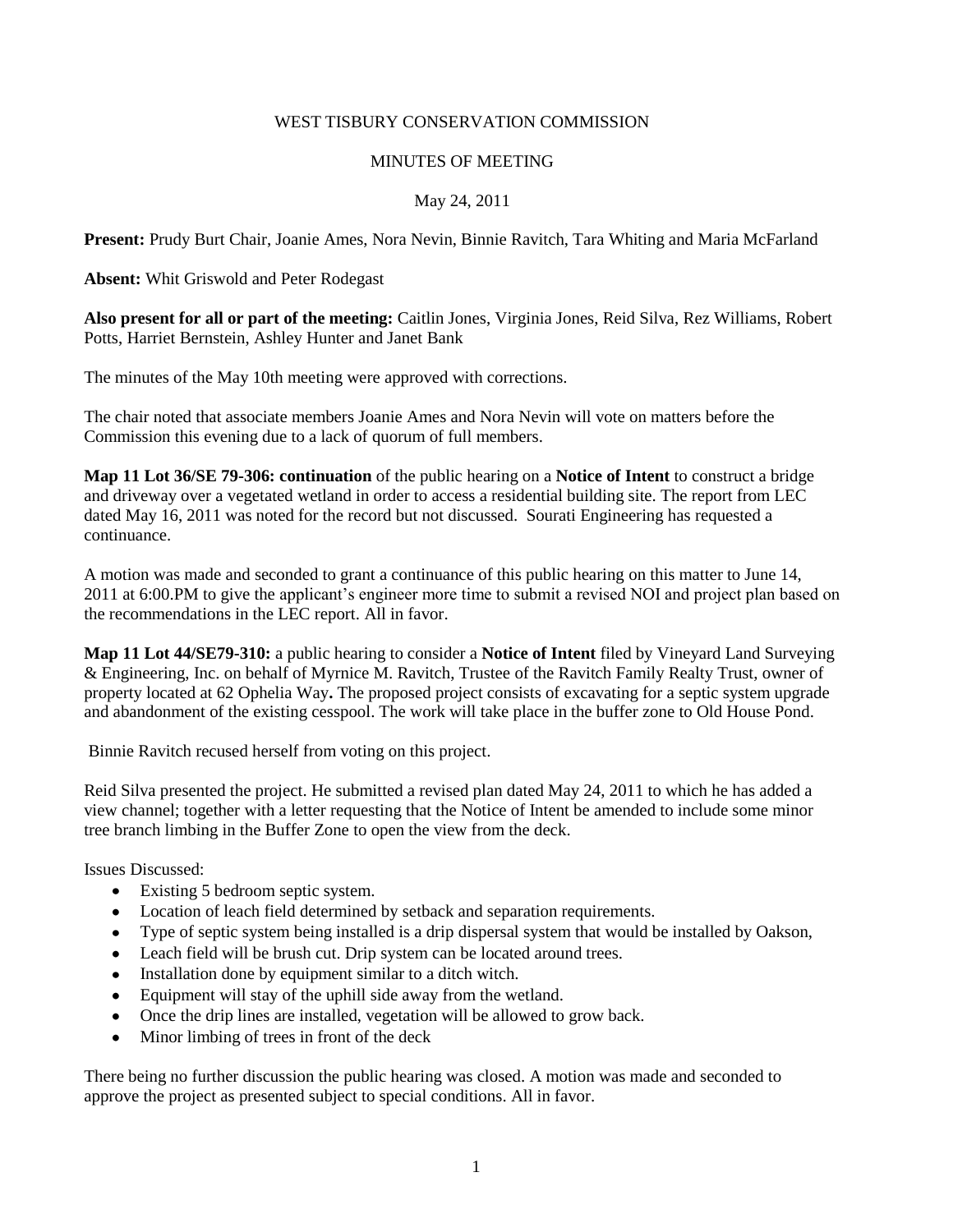WEST TISBURY CONSERVATION COMMISSION

MINUTES OF MEETING

May 24, 2011

**Present:** Prudy Burt Chair, Joanie Ames, Nora Nevin, Binnie Ravitch, Tara Whiting and Maria McFarland

**Absent:** Whit Griswold and Peter Rodegast

**Also present for all or part of the meeting:** Caitlin Jones, Virginia Jones, Reid Silva, Rez Williams, Robert Potts, Harriet Bernstein, Ashley Hunter and Janet Bank

The minutes of the May 10th meeting were approved with corrections.

The chair noted that associate members Joanie Ames and Nora Nevin will vote on matters before the Commission this evening due to a lack of quorum of full members.

**Map 11 Lot 36/SE 79-306: continuation** of the public hearing on a **Notice of Intent** to construct a bridge and driveway over a vegetated wetland in order to access a residential building site. The report from LEC dated May 16, 2011 was noted for the record but not discussed. Sourati Engineering has requested a continuance.

A motion was made and seconded to grant a continuance of this public hearing on this matter to June 14, 2011 at 6:00.PM to give the applicant's engineer more time to submit a revised NOI and project plan based on the recommendations in the LEC report. All in favor.

**Map 11 Lot 44/SE79-310:** a public hearing to consider a **Notice of Intent** filed by Vineyard Land Surveying & Engineering, Inc. on behalf of Myrnice M. Ravitch, Trustee of the Ravitch Family Realty Trust, owner of property located at 62 Ophelia Way**.** The proposed project consists of excavating for a septic system upgrade and abandonment of the existing cesspool. The work will take place in the buffer zone to Old House Pond.

Binnie Ravitch recused herself from voting on this project.

Reid Silva presented the project. He submitted a revised plan dated May 24, 2011 to which he has added a view channel; together with a letter requesting that the Notice of Intent be amended to include some minor tree branch limbing in the Buffer Zone to open the view from the deck.

Issues Discussed:

- Existing 5 bedroom septic system.
- Location of leach field determined by setback and separation requirements.
- Type of septic system being installed is a drip dispersal system that would be installed by Oakson,
- Leach field will be brush cut. Drip system can be located around trees.
- Installation done by equipment similar to a ditch witch.
- Equipment will stay of the uphill side away from the wetland.
- Once the drip lines are installed, vegetation will be allowed to grow back.
- Minor limbing of trees in front of the deck

There being no further discussion the public hearing was closed. A motion was made and seconded to approve the project as presented subject to special conditions. All in favor.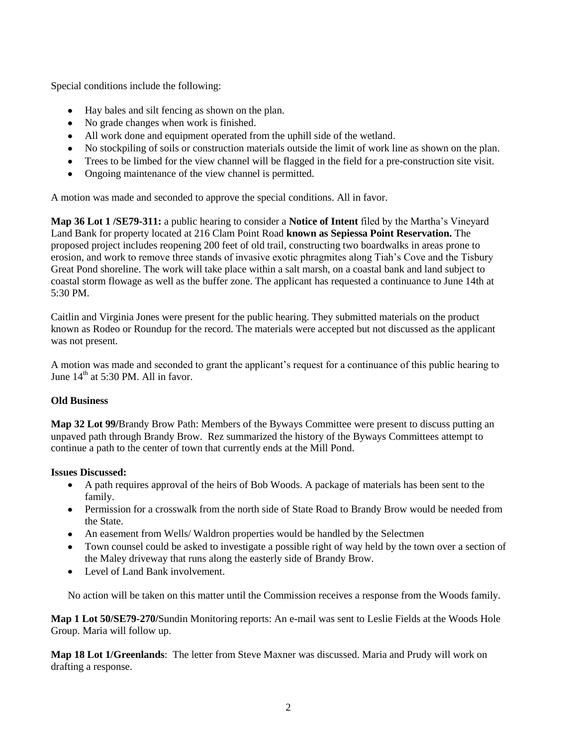Special conditions include the following:

- Hay bales and silt fencing as shown on the plan.
- No grade changes when work is finished.
- All work done and equipment operated from the uphill side of the wetland.
- No stockpiling of soils or construction materials outside the limit of work line as shown on the plan.
- Trees to be limbed for the view channel will be flagged in the field for a pre-construction site visit.
- Ongoing maintenance of the view channel is permitted.

A motion was made and seconded to approve the special conditions. All in favor.

**Map 36 Lot 1 /SE79-311:** a public hearing to consider a **Notice of Intent** filed by the Martha's Vineyard Land Bank for property located at 216 Clam Point Road **known as Sepiessa Point Reservation.** The proposed project includes reopening 200 feet of old trail, constructing two boardwalks in areas prone to erosion, and work to remove three stands of invasive exotic phragmites along Tiah's Cove and the Tisbury Great Pond shoreline. The work will take place within a salt marsh, on a coastal bank and land subject to coastal storm flowage as well as the buffer zone. The applicant has requested a continuance to June 14th at 5:30 PM.

Caitlin and Virginia Jones were present for the public hearing. They submitted materials on the product known as Rodeo or Roundup for the record. The materials were accepted but not discussed as the applicant was not present.

A motion was made and seconded to grant the applicant's request for a continuance of this public hearing to June 14th at 5:30 PM. All in favor.

**Old Business**

**Map 32 Lot 99/**Brandy Brow Path: Members of the Byways Committee were present to discuss putting an unpaved path through Brandy Brow. Rez summarized the history of the Byways Committees attempt to continue a path to the center of town that currently ends at the Mill Pond.

**Issues Discussed:**

- A path requires approval of the heirs of Bob Woods. A package of materials has been sent to the family.
- Permission for a crosswalk from the north side of State Road to Brandy Brow would be needed from the State.
- An easement from Wells/ Waldron properties would be handled by the Selectmen
- Town counsel could be asked to investigate a possible right of way held by the town over a section of the Maley driveway that runs along the easterly side of Brandy Brow.
- Level of Land Bank involvement.

No action will be taken on this matter until the Commission receives a response from the Woods family.

**Map 1 Lot 50/SE79-270/**Sundin Monitoring reports: An e-mail was sent to Leslie Fields at the Woods Hole Group. Maria will follow up.

**Map 18 Lot 1/Greenlands**: The letter from Steve Maxner was discussed. Maria and Prudy will work on drafting a response.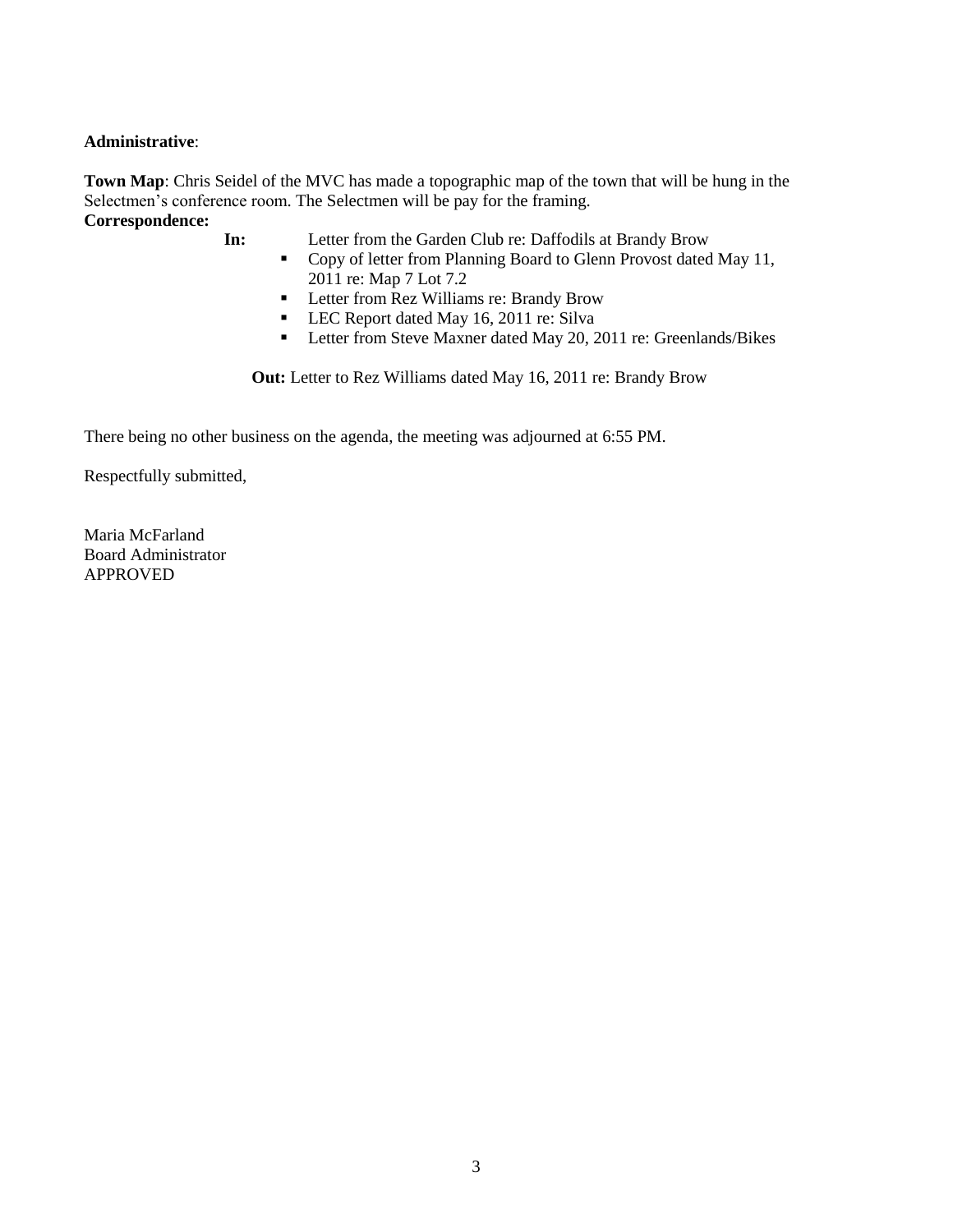**Administrative**:

**Town Map**: Chris Seidel of the MVC has made a topographic map of the town that will be hung in the Selectmen's conference room. The Selectmen will be pay for the framing.

**Correspondence:**

**In:**

- Letter from the Garden Club re: Daffodils at Brandy Brow
- Copy of letter from Planning Board to Glenn Provost dated May 11, 2011 re: Map 7 Lot 7.2
- Letter from Rez Williams re: Brandy Brow
- LEC Report dated May 16, 2011 re: Silva
- Letter from Steve Maxner dated May 20, 2011 re: Greenlands/Bikes

**Out:** Letter to Rez Williams dated May 16, 2011 re: Brandy Brow

There being no other business on the agenda, the meeting was adjourned at 6:55 PM.

Respectfully submitted,

Maria McFarland
Board Administrator
APPROVED